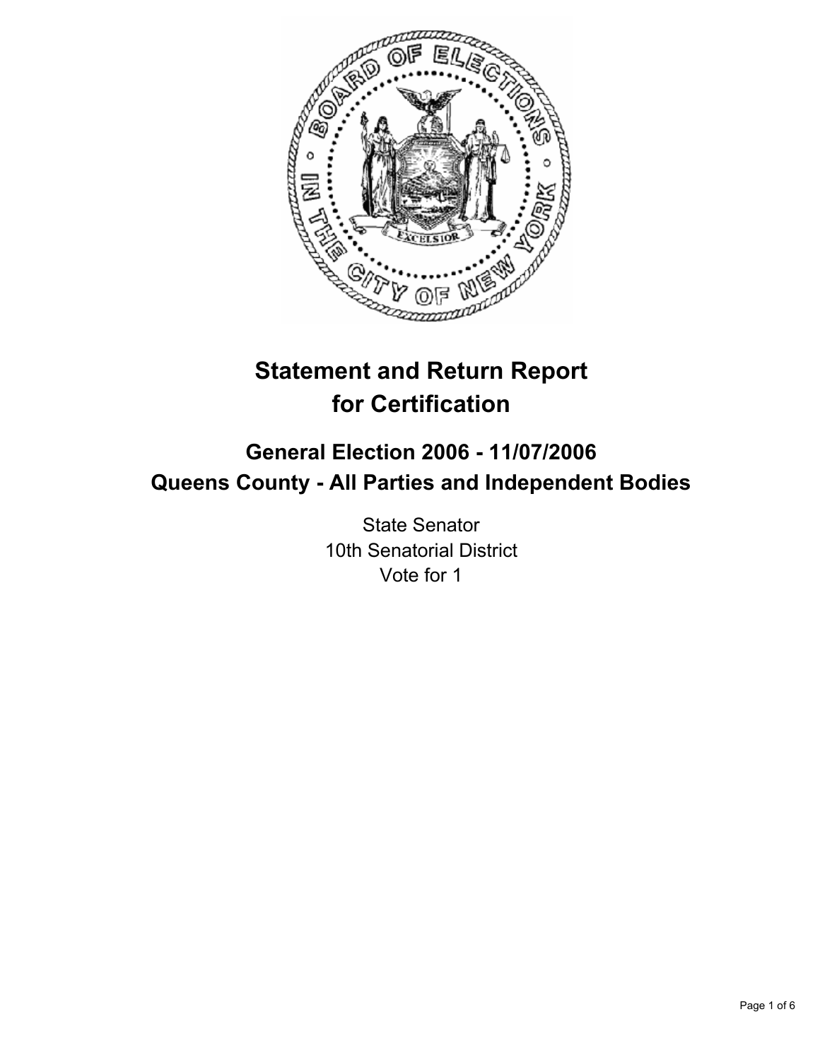# Statement and Return Report for Certification

## General Election 2006 - 11/07/2006
## Queens County - All Parties and Independent Bodies

State Senator
10th Senatorial District
Vote for 1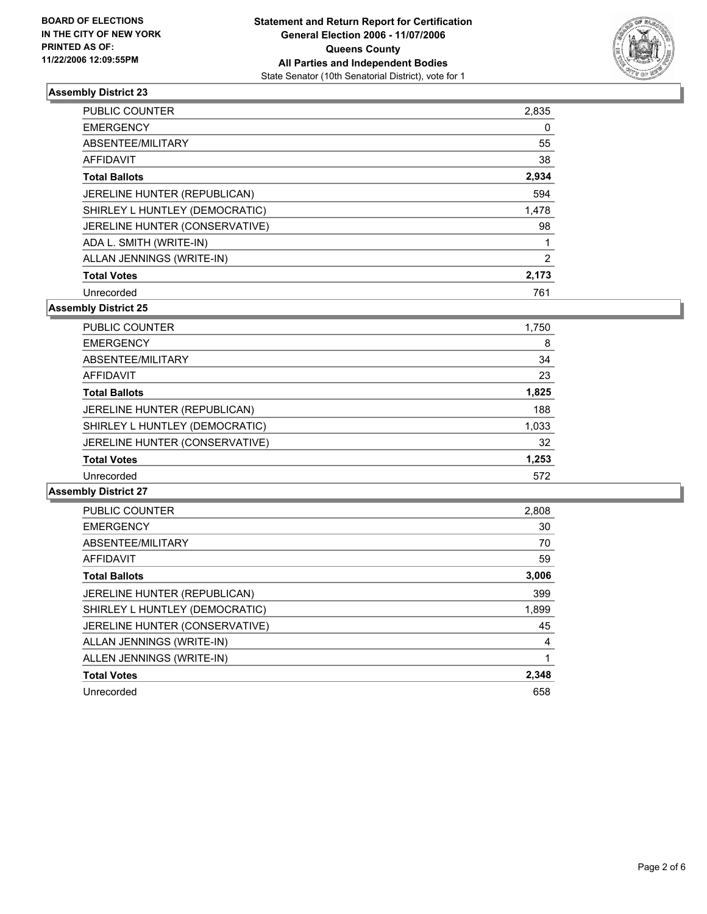**BOARD OF ELECTIONS**
**IN THE CITY OF NEW YORK**
**PRINTED AS OF:**
**11/22/2006 12:09:55PM**

**Statement and Return Report for Certification**
**General Election 2006 - 11/07/2006**
**Queens County**
**All Parties and Independent Bodies**
State Senator (10th Senatorial District), vote for 1

### Assembly District 23

| | |
|---|---|
| PUBLIC COUNTER | 2,835 |
| EMERGENCY | 0 |
| ABSENTEE/MILITARY | 55 |
| AFFIDAVIT | 38 |
| **Total Ballots** | **2,934** |
| JERELINE HUNTER (REPUBLICAN) | 594 |
| SHIRLEY L HUNTLEY (DEMOCRATIC) | 1,478 |
| JERELINE HUNTER (CONSERVATIVE) | 98 |
| ADA L. SMITH (WRITE-IN) | 1 |
| ALLAN JENNINGS (WRITE-IN) | 2 |
| **Total Votes** | **2,173** |
| Unrecorded | 761 |

### Assembly District 25

| | |
|---|---|
| PUBLIC COUNTER | 1,750 |
| EMERGENCY | 8 |
| ABSENTEE/MILITARY | 34 |
| AFFIDAVIT | 23 |
| **Total Ballots** | **1,825** |
| JERELINE HUNTER (REPUBLICAN) | 188 |
| SHIRLEY L HUNTLEY (DEMOCRATIC) | 1,033 |
| JERELINE HUNTER (CONSERVATIVE) | 32 |
| **Total Votes** | **1,253** |
| Unrecorded | 572 |

### Assembly District 27

| | |
|---|---|
| PUBLIC COUNTER | 2,808 |
| EMERGENCY | 30 |
| ABSENTEE/MILITARY | 70 |
| AFFIDAVIT | 59 |
| **Total Ballots** | **3,006** |
| JERELINE HUNTER (REPUBLICAN) | 399 |
| SHIRLEY L HUNTLEY (DEMOCRATIC) | 1,899 |
| JERELINE HUNTER (CONSERVATIVE) | 45 |
| ALLAN JENNINGS (WRITE-IN) | 4 |
| ALLEN JENNINGS (WRITE-IN) | 1 |
| **Total Votes** | **2,348** |
| Unrecorded | 658 |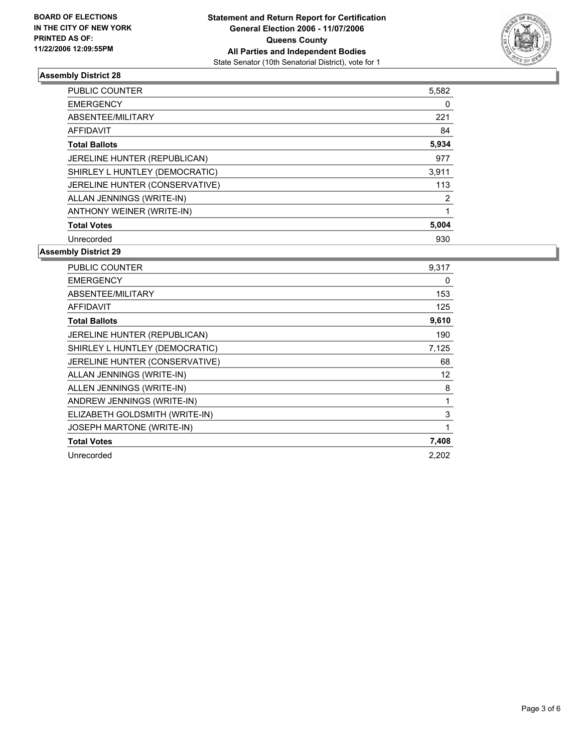**BOARD OF ELECTIONS IN THE CITY OF NEW YORK PRINTED AS OF: 11/22/2006 12:09:55PM**

**Statement and Return Report for Certification**
**General Election 2006 - 11/07/2006**
**Queens County**
**All Parties and Independent Bodies**
State Senator (10th Senatorial District), vote for 1

### Assembly District 28

| | |
|---|---|
| PUBLIC COUNTER | 5,582 |
| EMERGENCY | 0 |
| ABSENTEE/MILITARY | 221 |
| AFFIDAVIT | 84 |
| **Total Ballots** | **5,934** |
| JERELINE HUNTER (REPUBLICAN) | 977 |
| SHIRLEY L HUNTLEY (DEMOCRATIC) | 3,911 |
| JERELINE HUNTER (CONSERVATIVE) | 113 |
| ALLAN JENNINGS (WRITE-IN) | 2 |
| ANTHONY WEINER (WRITE-IN) | 1 |
| **Total Votes** | **5,004** |
| Unrecorded | 930 |

### Assembly District 29

| | |
|---|---|
| PUBLIC COUNTER | 9,317 |
| EMERGENCY | 0 |
| ABSENTEE/MILITARY | 153 |
| AFFIDAVIT | 125 |
| **Total Ballots** | **9,610** |
| JERELINE HUNTER (REPUBLICAN) | 190 |
| SHIRLEY L HUNTLEY (DEMOCRATIC) | 7,125 |
| JERELINE HUNTER (CONSERVATIVE) | 68 |
| ALLAN JENNINGS (WRITE-IN) | 12 |
| ALLEN JENNINGS (WRITE-IN) | 8 |
| ANDREW JENNINGS (WRITE-IN) | 1 |
| ELIZABETH GOLDSMITH (WRITE-IN) | 3 |
| JOSEPH MARTONE (WRITE-IN) | 1 |
| **Total Votes** | **7,408** |
| Unrecorded | 2,202 |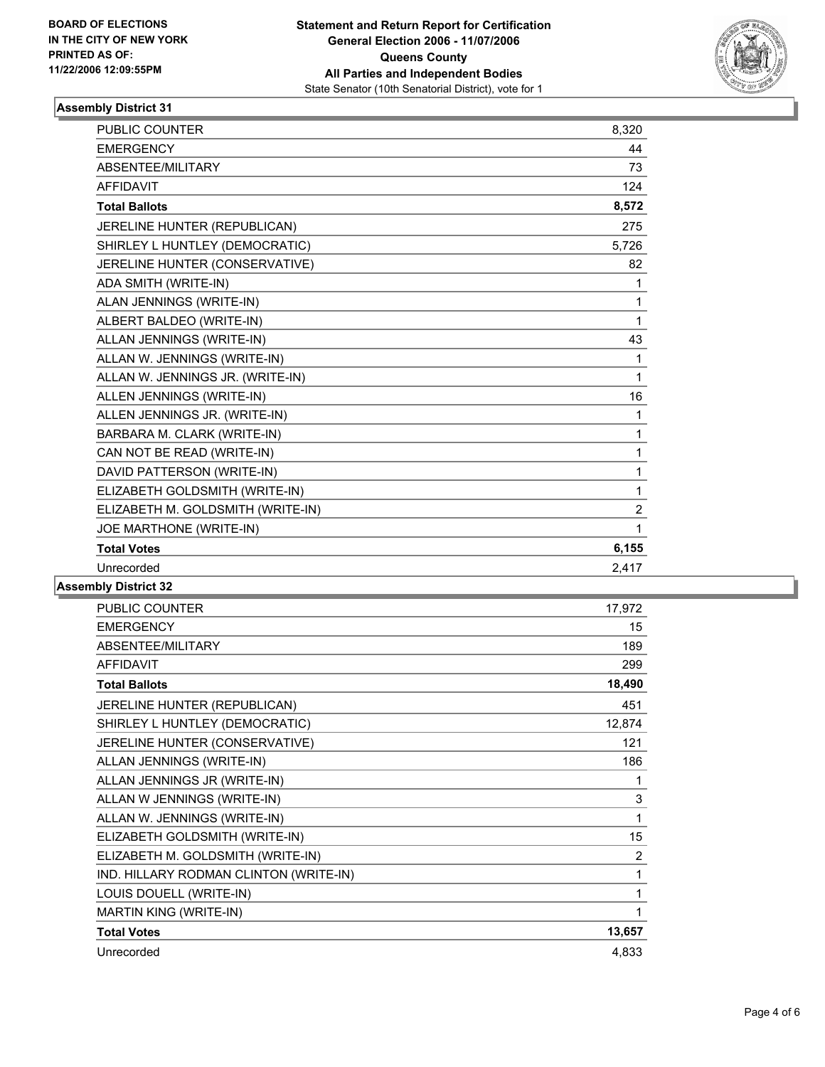**BOARD OF ELECTIONS IN THE CITY OF NEW YORK PRINTED AS OF: 11/22/2006 12:09:55PM**

**Statement and Return Report for Certification General Election 2006 - 11/07/2006 Queens County All Parties and Independent Bodies**

State Senator (10th Senatorial District), vote for 1

## Assembly District 31

| | |
|---|---|
| PUBLIC COUNTER | 8,320 |
| EMERGENCY | 44 |
| ABSENTEE/MILITARY | 73 |
| AFFIDAVIT | 124 |
| **Total Ballots** | **8,572** |
| JERELINE HUNTER (REPUBLICAN) | 275 |
| SHIRLEY L HUNTLEY (DEMOCRATIC) | 5,726 |
| JERELINE HUNTER (CONSERVATIVE) | 82 |
| ADA SMITH (WRITE-IN) | 1 |
| ALAN JENNINGS (WRITE-IN) | 1 |
| ALBERT BALDEO (WRITE-IN) | 1 |
| ALLAN JENNINGS (WRITE-IN) | 43 |
| ALLAN W. JENNINGS (WRITE-IN) | 1 |
| ALLAN W. JENNINGS JR. (WRITE-IN) | 1 |
| ALLEN JENNINGS (WRITE-IN) | 16 |
| ALLEN JENNINGS JR. (WRITE-IN) | 1 |
| BARBARA M. CLARK (WRITE-IN) | 1 |
| CAN NOT BE READ (WRITE-IN) | 1 |
| DAVID PATTERSON (WRITE-IN) | 1 |
| ELIZABETH GOLDSMITH (WRITE-IN) | 1 |
| ELIZABETH M. GOLDSMITH (WRITE-IN) | 2 |
| JOE MARTHONE (WRITE-IN) | 1 |
| **Total Votes** | **6,155** |
| Unrecorded | 2,417 |

## Assembly District 32

| | |
|---|---|
| PUBLIC COUNTER | 17,972 |
| EMERGENCY | 15 |
| ABSENTEE/MILITARY | 189 |
| AFFIDAVIT | 299 |
| **Total Ballots** | **18,490** |
| JERELINE HUNTER (REPUBLICAN) | 451 |
| SHIRLEY L HUNTLEY (DEMOCRATIC) | 12,874 |
| JERELINE HUNTER (CONSERVATIVE) | 121 |
| ALLAN JENNINGS (WRITE-IN) | 186 |
| ALLAN JENNINGS JR (WRITE-IN) | 1 |
| ALLAN W JENNINGS (WRITE-IN) | 3 |
| ALLAN W. JENNINGS (WRITE-IN) | 1 |
| ELIZABETH GOLDSMITH (WRITE-IN) | 15 |
| ELIZABETH M. GOLDSMITH (WRITE-IN) | 2 |
| IND. HILLARY RODMAN CLINTON (WRITE-IN) | 1 |
| LOUIS DOUELL (WRITE-IN) | 1 |
| MARTIN KING (WRITE-IN) | 1 |
| **Total Votes** | **13,657** |
| Unrecorded | 4,833 |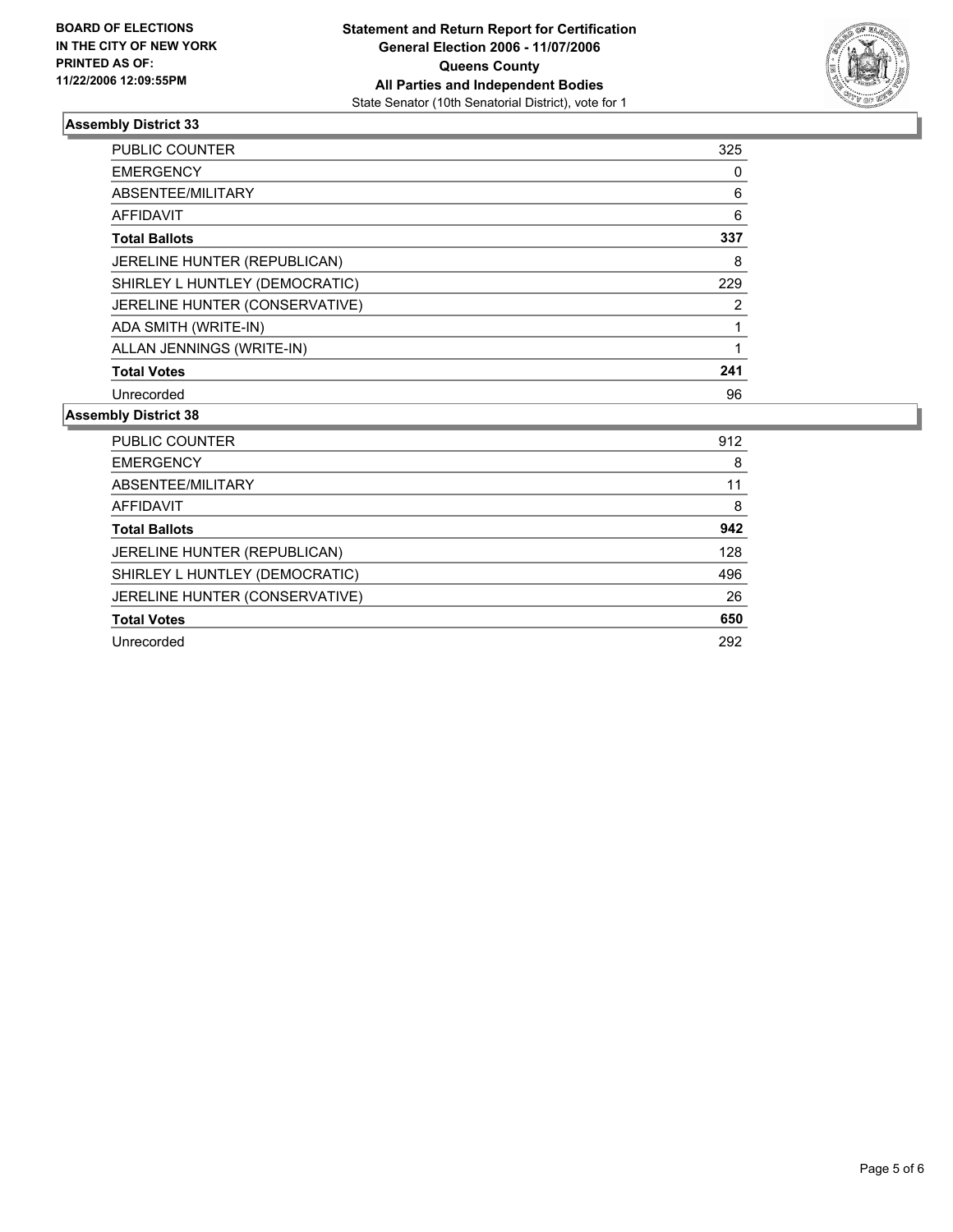**BOARD OF ELECTIONS IN THE CITY OF NEW YORK PRINTED AS OF: 11/22/2006 12:09:55PM**

**Statement and Return Report for Certification**
**General Election 2006 - 11/07/2006**
**Queens County**
**All Parties and Independent Bodies**
State Senator (10th Senatorial District), vote for 1

## Assembly District 33

| | |
|---|---|
| PUBLIC COUNTER | 325 |
| EMERGENCY | 0 |
| ABSENTEE/MILITARY | 6 |
| AFFIDAVIT | 6 |
| **Total Ballots** | **337** |
| JERELINE HUNTER (REPUBLICAN) | 8 |
| SHIRLEY L HUNTLEY (DEMOCRATIC) | 229 |
| JERELINE HUNTER (CONSERVATIVE) | 2 |
| ADA SMITH (WRITE-IN) | 1 |
| ALLAN JENNINGS (WRITE-IN) | 1 |
| **Total Votes** | **241** |
| Unrecorded | 96 |

## Assembly District 38

| | |
|---|---|
| PUBLIC COUNTER | 912 |
| EMERGENCY | 8 |
| ABSENTEE/MILITARY | 11 |
| AFFIDAVIT | 8 |
| **Total Ballots** | **942** |
| JERELINE HUNTER (REPUBLICAN) | 128 |
| SHIRLEY L HUNTLEY (DEMOCRATIC) | 496 |
| JERELINE HUNTER (CONSERVATIVE) | 26 |
| **Total Votes** | **650** |
| Unrecorded | 292 |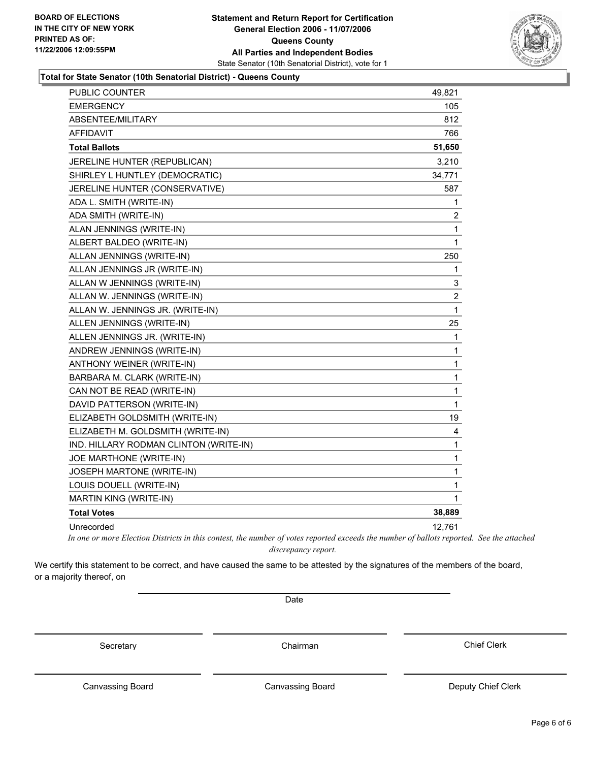**BOARD OF ELECTIONS IN THE CITY OF NEW YORK PRINTED AS OF: 11/22/2006 12:09:55PM**

**Statement and Return Report for Certification**
**General Election 2006 - 11/07/2006**
**Queens County**
**All Parties and Independent Bodies**
State Senator (10th Senatorial District), vote for 1

**Total for State Senator (10th Senatorial District) - Queens County**

| | |
|---|---|
| PUBLIC COUNTER | 49,821 |
| EMERGENCY | 105 |
| ABSENTEE/MILITARY | 812 |
| AFFIDAVIT | 766 |
| **Total Ballots** | **51,650** |
| JERELINE HUNTER (REPUBLICAN) | 3,210 |
| SHIRLEY L HUNTLEY (DEMOCRATIC) | 34,771 |
| JERELINE HUNTER (CONSERVATIVE) | 587 |
| ADA L. SMITH (WRITE-IN) | 1 |
| ADA SMITH (WRITE-IN) | 2 |
| ALAN JENNINGS (WRITE-IN) | 1 |
| ALBERT BALDEO (WRITE-IN) | 1 |
| ALLAN JENNINGS (WRITE-IN) | 250 |
| ALLAN JENNINGS JR (WRITE-IN) | 1 |
| ALLAN W JENNINGS (WRITE-IN) | 3 |
| ALLAN W. JENNINGS (WRITE-IN) | 2 |
| ALLAN W. JENNINGS JR. (WRITE-IN) | 1 |
| ALLEN JENNINGS (WRITE-IN) | 25 |
| ALLEN JENNINGS JR. (WRITE-IN) | 1 |
| ANDREW JENNINGS (WRITE-IN) | 1 |
| ANTHONY WEINER (WRITE-IN) | 1 |
| BARBARA M. CLARK (WRITE-IN) | 1 |
| CAN NOT BE READ (WRITE-IN) | 1 |
| DAVID PATTERSON (WRITE-IN) | 1 |
| ELIZABETH GOLDSMITH (WRITE-IN) | 19 |
| ELIZABETH M. GOLDSMITH (WRITE-IN) | 4 |
| IND. HILLARY RODMAN CLINTON (WRITE-IN) | 1 |
| JOE MARTHONE (WRITE-IN) | 1 |
| JOSEPH MARTONE (WRITE-IN) | 1 |
| LOUIS DOUELL (WRITE-IN) | 1 |
| MARTIN KING (WRITE-IN) | 1 |
| **Total Votes** | **38,889** |
| Unrecorded | 12,761 |

*In one or more Election Districts in this contest, the number of votes reported exceeds the number of ballots reported. See the attached discrepancy report.*

We certify this statement to be correct, and have caused the same to be attested by the signatures of the members of the board, or a majority thereof, on

Date

Secretary | Chairman | Chief Clerk

Canvassing Board | Canvassing Board | Deputy Chief Clerk